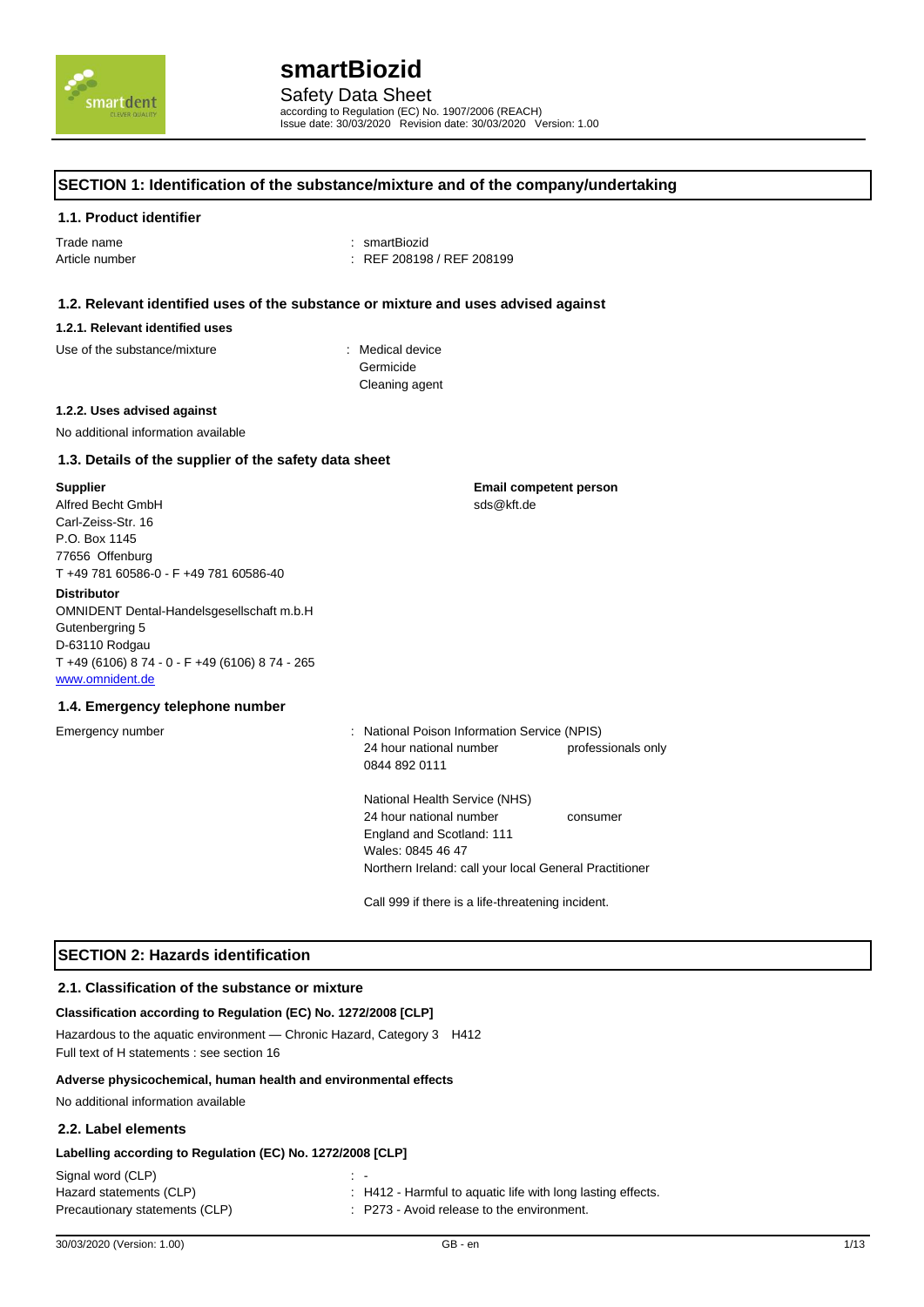# smartBiozid

Safety Data Sheet

according to Regulation (EC) No. 1907/2006 (REACH)

Issue date: 30/03/2020 Revision date: 30/03/2020 Version: 1.00

## SECTION 1: Identification of the substance/mixture and of the company/undertaking

### 1.1. Product identifier

Trade name : smartBiozid

Article number : REF 208198 / REF 208199

### 1.2. Relevant identified uses of the substance or mixture and uses advised against

#### 1.2.1. Relevant identified uses

Use of the substance/mixture : Medical device
Germicide
Cleaning agent

#### 1.2.2. Uses advised against

No additional information available

### 1.3. Details of the supplier of the safety data sheet

**Supplier**
Alfred Becht GmbH
Carl-Zeiss-Str. 16
P.O. Box 1145
77656 Offenburg
T +49 781 60586-0 - F +49 781 60586-40

**Email competent person**
sds@kft.de

**Distributor**
OMNIDENT Dental-Handelsgesellschaft m.b.H
Gutenbergring 5
D-63110 Rodgau
T +49 (6106) 8 74 - 0 - F +49 (6106) 8 74 - 265
www.omnident.de

### 1.4. Emergency telephone number

Emergency number : National Poison Information Service (NPIS)
24 hour national number professionals only
0844 892 0111

National Health Service (NHS)
24 hour national number consumer
England and Scotland: 111
Wales: 0845 46 47
Northern Ireland: call your local General Practitioner

Call 999 if there is a life-threatening incident.

## SECTION 2: Hazards identification

### 2.1. Classification of the substance or mixture

**Classification according to Regulation (EC) No. 1272/2008 [CLP]**

Hazardous to the aquatic environment — Chronic Hazard, Category 3 H412

Full text of H statements : see section 16

**Adverse physicochemical, human health and environmental effects**

No additional information available

### 2.2. Label elements

**Labelling according to Regulation (EC) No. 1272/2008 [CLP]**

Signal word (CLP) : -

Hazard statements (CLP) : H412 - Harmful to aquatic life with long lasting effects.

Precautionary statements (CLP) : P273 - Avoid release to the environment.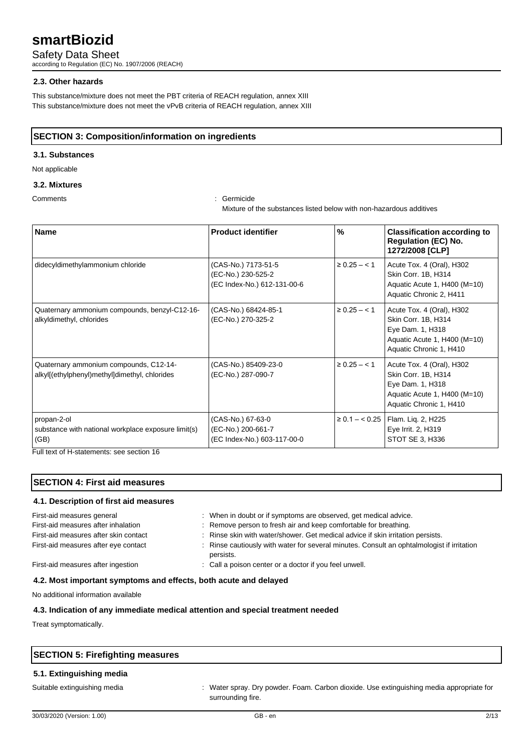### 2.3. Other hazards

This substance/mixture does not meet the PBT criteria of REACH regulation, annex XIII
This substance/mixture does not meet the vPvB criteria of REACH regulation, annex XIII

## SECTION 3: Composition/information on ingredients

### 3.1. Substances

Not applicable

### 3.2. Mixtures

Comments : Germicide
Mixture of the substances listed below with non-hazardous additives

| Name | Product identifier | % | Classification according to Regulation (EC) No. 1272/2008 [CLP] |
|---|---|---|---|
| didecyldimethylammonium chloride | (CAS-No.) 7173-51-5<br>(EC-No.) 230-525-2<br>(EC Index-No.) 612-131-00-6 | ≥ 0.25 – < 1 | Acute Tox. 4 (Oral), H302<br>Skin Corr. 1B, H314<br>Aquatic Acute 1, H400 (M=10)<br>Aquatic Chronic 2, H411 |
| Quaternary ammonium compounds, benzyl-C12-16-alkyldimethyl, chlorides | (CAS-No.) 68424-85-1<br>(EC-No.) 270-325-2 | ≥ 0.25 – < 1 | Acute Tox. 4 (Oral), H302<br>Skin Corr. 1B, H314<br>Eye Dam. 1, H318<br>Aquatic Acute 1, H400 (M=10)<br>Aquatic Chronic 1, H410 |
| Quaternary ammonium compounds, C12-14-alkyl[(ethylphenyl)methyl]dimethyl, chlorides | (CAS-No.) 85409-23-0<br>(EC-No.) 287-090-7 | ≥ 0.25 – < 1 | Acute Tox. 4 (Oral), H302<br>Skin Corr. 1B, H314<br>Eye Dam. 1, H318<br>Aquatic Acute 1, H400 (M=10)<br>Aquatic Chronic 1, H410 |
| propan-2-ol<br>substance with national workplace exposure limit(s) (GB) | (CAS-No.) 67-63-0<br>(EC-No.) 200-661-7<br>(EC Index-No.) 603-117-00-0 | ≥ 0.1 – < 0.25 | Flam. Liq. 2, H225<br>Eye Irrit. 2, H319<br>STOT SE 3, H336 |

Full text of H-statements: see section 16

## SECTION 4: First aid measures

### 4.1. Description of first aid measures

First-aid measures general : When in doubt or if symptoms are observed, get medical advice.
First-aid measures after inhalation : Remove person to fresh air and keep comfortable for breathing.
First-aid measures after skin contact : Rinse skin with water/shower. Get medical advice if skin irritation persists.
First-aid measures after eye contact : Rinse cautiously with water for several minutes. Consult an ophtalmologist if irritation persists.
First-aid measures after ingestion : Call a poison center or a doctor if you feel unwell.

### 4.2. Most important symptoms and effects, both acute and delayed

No additional information available

### 4.3. Indication of any immediate medical attention and special treatment needed

Treat symptomatically.

## SECTION 5: Firefighting measures

### 5.1. Extinguishing media

Suitable extinguishing media : Water spray. Dry powder. Foam. Carbon dioxide. Use extinguishing media appropriate for surrounding fire.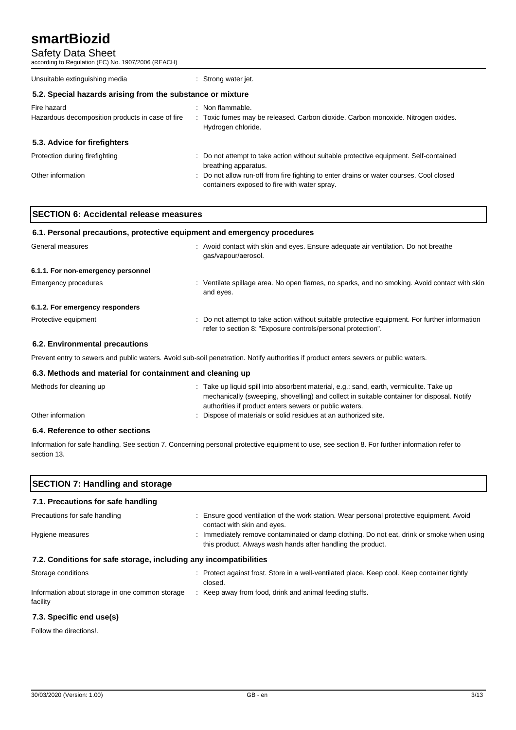| | |
|---|---|
| Unsuitable extinguishing media | : Strong water jet. |

### 5.2. Special hazards arising from the substance or mixture

| | |
|---|---|
| Fire hazard | : Non flammable. |
| Hazardous decomposition products in case of fire | : Toxic fumes may be released. Carbon dioxide. Carbon monoxide. Nitrogen oxides. Hydrogen chloride. |

### 5.3. Advice for firefighters

| | |
|---|---|
| Protection during firefighting | : Do not attempt to take action without suitable protective equipment. Self-contained breathing apparatus. |
| Other information | : Do not allow run-off from fire fighting to enter drains or water courses. Cool closed containers exposed to fire with water spray. |

## SECTION 6: Accidental release measures

### 6.1. Personal precautions, protective equipment and emergency procedures

| | |
|---|---|
| General measures | : Avoid contact with skin and eyes. Ensure adequate air ventilation. Do not breathe gas/vapour/aerosol. |

**6.1.1. For non-emergency personnel**

| | |
|---|---|
| Emergency procedures | : Ventilate spillage area. No open flames, no sparks, and no smoking. Avoid contact with skin and eyes. |

**6.1.2. For emergency responders**

| | |
|---|---|
| Protective equipment | : Do not attempt to take action without suitable protective equipment. For further information refer to section 8: "Exposure controls/personal protection". |

### 6.2. Environmental precautions

Prevent entry to sewers and public waters. Avoid sub-soil penetration. Notify authorities if product enters sewers or public waters.

### 6.3. Methods and material for containment and cleaning up

| | |
|---|---|
| Methods for cleaning up | : Take up liquid spill into absorbent material, e.g.: sand, earth, vermiculite. Take up mechanically (sweeping, shovelling) and collect in suitable container for disposal. Notify authorities if product enters sewers or public waters. |
| Other information | : Dispose of materials or solid residues at an authorized site. |

### 6.4. Reference to other sections

Information for safe handling. See section 7. Concerning personal protective equipment to use, see section 8. For further information refer to section 13.

## SECTION 7: Handling and storage

### 7.1. Precautions for safe handling

| | |
|---|---|
| Precautions for safe handling | : Ensure good ventilation of the work station. Wear personal protective equipment. Avoid contact with skin and eyes. |
| Hygiene measures | : Immediately remove contaminated or damp clothing. Do not eat, drink or smoke when using this product. Always wash hands after handling the product. |

### 7.2. Conditions for safe storage, including any incompatibilities

| | |
|---|---|
| Storage conditions | : Protect against frost. Store in a well-ventilated place. Keep cool. Keep container tightly closed. |
| Information about storage in one common storage facility | : Keep away from food, drink and animal feeding stuffs. |

### 7.3. Specific end use(s)

Follow the directions!.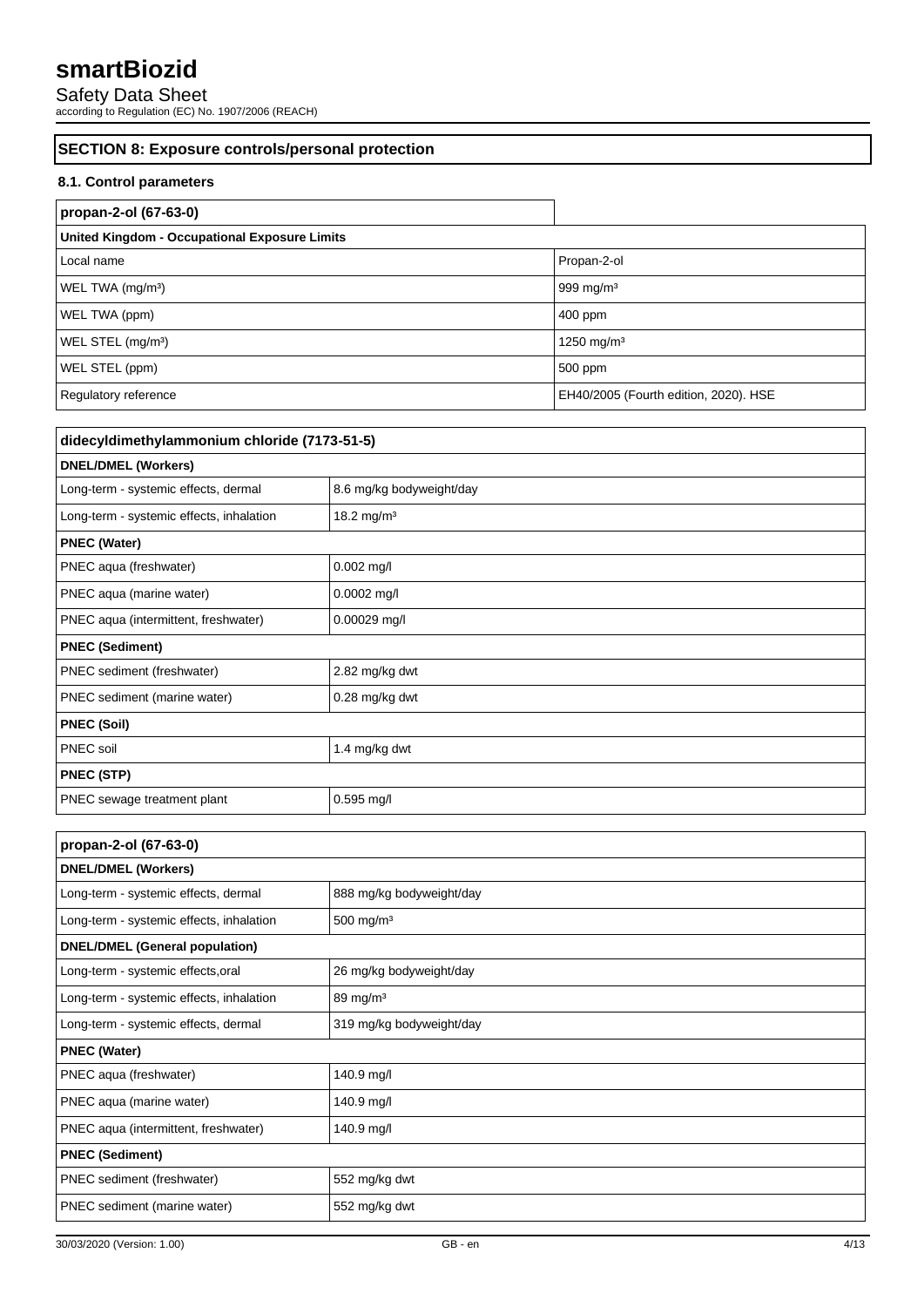## SECTION 8: Exposure controls/personal protection

### 8.1. Control parameters

| propan-2-ol (67-63-0) | |
|---|---|
| **United Kingdom - Occupational Exposure Limits** | |
| Local name | Propan-2-ol |
| WEL TWA (mg/m³) | 999 mg/m³ |
| WEL TWA (ppm) | 400 ppm |
| WEL STEL (mg/m³) | 1250 mg/m³ |
| WEL STEL (ppm) | 500 ppm |
| Regulatory reference | EH40/2005 (Fourth edition, 2020). HSE |

| didecyldimethylammonium chloride (7173-51-5) | |
|---|---|
| **DNEL/DMEL (Workers)** | |
| Long-term - systemic effects, dermal | 8.6 mg/kg bodyweight/day |
| Long-term - systemic effects, inhalation | 18.2 mg/m³ |
| **PNEC (Water)** | |
| PNEC aqua (freshwater) | 0.002 mg/l |
| PNEC aqua (marine water) | 0.0002 mg/l |
| PNEC aqua (intermittent, freshwater) | 0.00029 mg/l |
| **PNEC (Sediment)** | |
| PNEC sediment (freshwater) | 2.82 mg/kg dwt |
| PNEC sediment (marine water) | 0.28 mg/kg dwt |
| **PNEC (Soil)** | |
| PNEC soil | 1.4 mg/kg dwt |
| **PNEC (STP)** | |
| PNEC sewage treatment plant | 0.595 mg/l |

| propan-2-ol (67-63-0) | |
|---|---|
| **DNEL/DMEL (Workers)** | |
| Long-term - systemic effects, dermal | 888 mg/kg bodyweight/day |
| Long-term - systemic effects, inhalation | 500 mg/m³ |
| **DNEL/DMEL (General population)** | |
| Long-term - systemic effects,oral | 26 mg/kg bodyweight/day |
| Long-term - systemic effects, inhalation | 89 mg/m³ |
| Long-term - systemic effects, dermal | 319 mg/kg bodyweight/day |
| **PNEC (Water)** | |
| PNEC aqua (freshwater) | 140.9 mg/l |
| PNEC aqua (marine water) | 140.9 mg/l |
| PNEC aqua (intermittent, freshwater) | 140.9 mg/l |
| **PNEC (Sediment)** | |
| PNEC sediment (freshwater) | 552 mg/kg dwt |
| PNEC sediment (marine water) | 552 mg/kg dwt |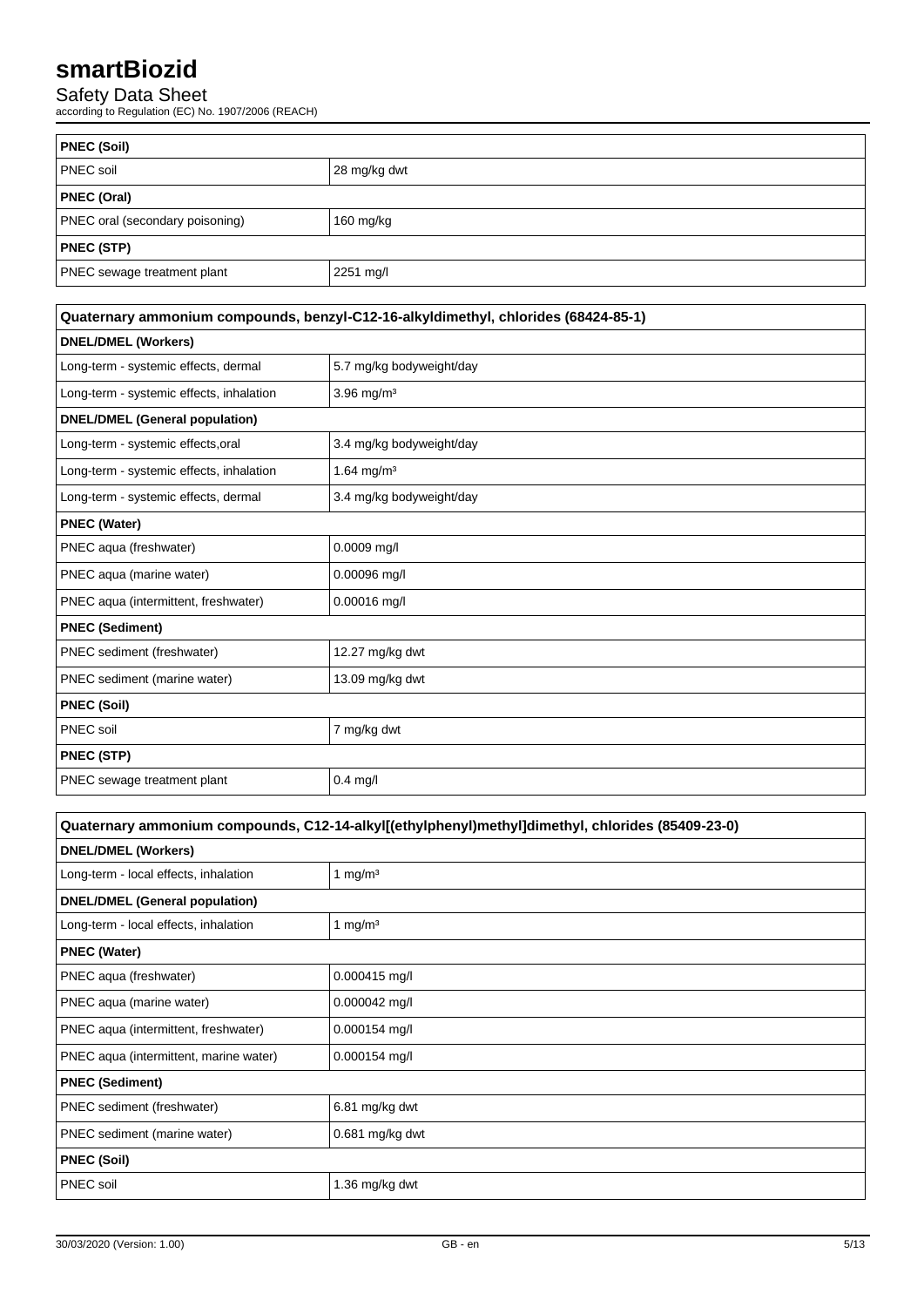| PNEC (Soil) | |
|---|---|
| PNEC soil | 28 mg/kg dwt |
| **PNEC (Oral)** | |
| PNEC oral (secondary poisoning) | 160 mg/kg |
| **PNEC (STP)** | |
| PNEC sewage treatment plant | 2251 mg/l |

| Quaternary ammonium compounds, benzyl-C12-16-alkyldimethyl, chlorides (68424-85-1) | |
|---|---|
| **DNEL/DMEL (Workers)** | |
| Long-term - systemic effects, dermal | 5.7 mg/kg bodyweight/day |
| Long-term - systemic effects, inhalation | 3.96 mg/m³ |
| **DNEL/DMEL (General population)** | |
| Long-term - systemic effects,oral | 3.4 mg/kg bodyweight/day |
| Long-term - systemic effects, inhalation | 1.64 mg/m³ |
| Long-term - systemic effects, dermal | 3.4 mg/kg bodyweight/day |
| **PNEC (Water)** | |
| PNEC aqua (freshwater) | 0.0009 mg/l |
| PNEC aqua (marine water) | 0.00096 mg/l |
| PNEC aqua (intermittent, freshwater) | 0.00016 mg/l |
| **PNEC (Sediment)** | |
| PNEC sediment (freshwater) | 12.27 mg/kg dwt |
| PNEC sediment (marine water) | 13.09 mg/kg dwt |
| **PNEC (Soil)** | |
| PNEC soil | 7 mg/kg dwt |
| **PNEC (STP)** | |
| PNEC sewage treatment plant | 0.4 mg/l |

| Quaternary ammonium compounds, C12-14-alkyl[(ethylphenyl)methyl]dimethyl, chlorides (85409-23-0) | |
|---|---|
| **DNEL/DMEL (Workers)** | |
| Long-term - local effects, inhalation | 1 mg/m³ |
| **DNEL/DMEL (General population)** | |
| Long-term - local effects, inhalation | 1 mg/m³ |
| **PNEC (Water)** | |
| PNEC aqua (freshwater) | 0.000415 mg/l |
| PNEC aqua (marine water) | 0.000042 mg/l |
| PNEC aqua (intermittent, freshwater) | 0.000154 mg/l |
| PNEC aqua (intermittent, marine water) | 0.000154 mg/l |
| **PNEC (Sediment)** | |
| PNEC sediment (freshwater) | 6.81 mg/kg dwt |
| PNEC sediment (marine water) | 0.681 mg/kg dwt |
| **PNEC (Soil)** | |
| PNEC soil | 1.36 mg/kg dwt |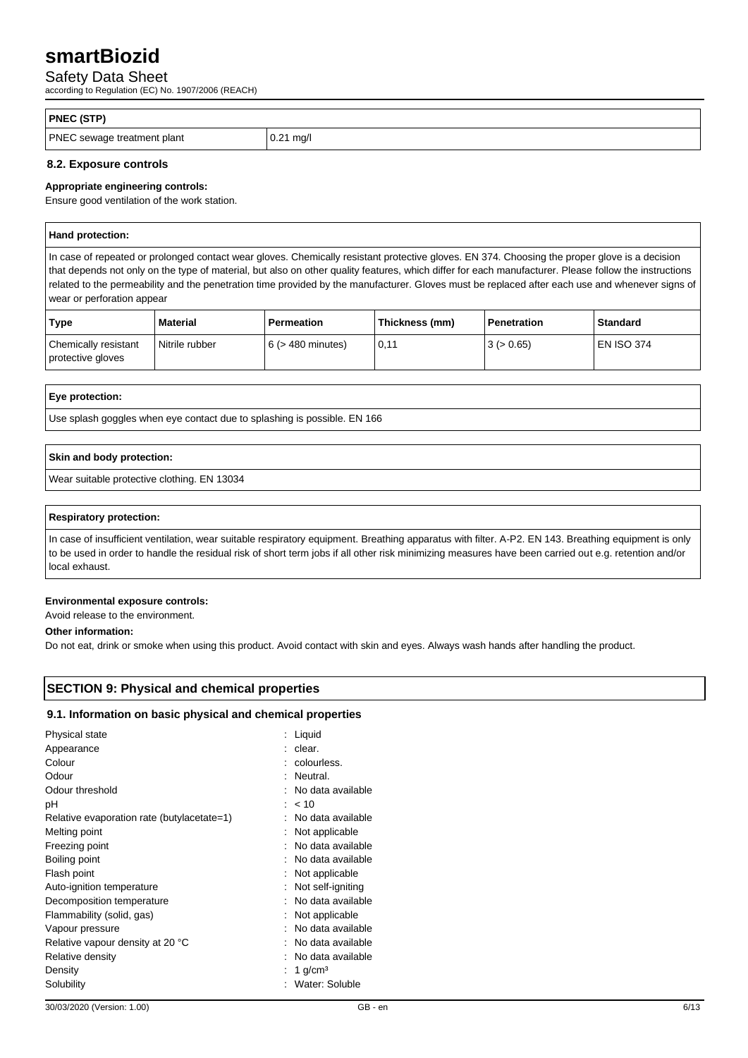| PNEC (STP) | |
|---|---|
| PNEC sewage treatment plant | 0.21 mg/l |

### 8.2. Exposure controls

**Appropriate engineering controls:**

Ensure good ventilation of the work station.

**Hand protection:**

In case of repeated or prolonged contact wear gloves. Chemically resistant protective gloves. EN 374. Choosing the proper glove is a decision that depends not only on the type of material, but also on other quality features, which differ for each manufacturer. Please follow the instructions related to the permeability and the penetration time provided by the manufacturer. Gloves must be replaced after each use and whenever signs of wear or perforation appear

| Type | Material | Permeation | Thickness (mm) | Penetration | Standard |
|---|---|---|---|---|---|
| Chemically resistant protective gloves | Nitrile rubber | 6 (> 480 minutes) | 0,11 | 3 (> 0.65) | EN ISO 374 |

**Eye protection:**

Use splash goggles when eye contact due to splashing is possible. EN 166

**Skin and body protection:**

Wear suitable protective clothing. EN 13034

**Respiratory protection:**

In case of insufficient ventilation, wear suitable respiratory equipment. Breathing apparatus with filter. A-P2. EN 143. Breathing equipment is only to be used in order to handle the residual risk of short term jobs if all other risk minimizing measures have been carried out e.g. retention and/or local exhaust.

**Environmental exposure controls:**

Avoid release to the environment.

**Other information:**

Do not eat, drink or smoke when using this product. Avoid contact with skin and eyes. Always wash hands after handling the product.

## SECTION 9: Physical and chemical properties

### 9.1. Information on basic physical and chemical properties

| | |
|---|---|
| Physical state | : Liquid |
| Appearance | : clear. |
| Colour | : colourless. |
| Odour | : Neutral. |
| Odour threshold | : No data available |
| pH | : < 10 |
| Relative evaporation rate (butylacetate=1) | : No data available |
| Melting point | : Not applicable |
| Freezing point | : No data available |
| Boiling point | : No data available |
| Flash point | : Not applicable |
| Auto-ignition temperature | : Not self-igniting |
| Decomposition temperature | : No data available |
| Flammability (solid, gas) | : Not applicable |
| Vapour pressure | : No data available |
| Relative vapour density at 20 °C | : No data available |
| Relative density | : No data available |
| Density | : 1 g/cm³ |
| Solubility | : Water: Soluble |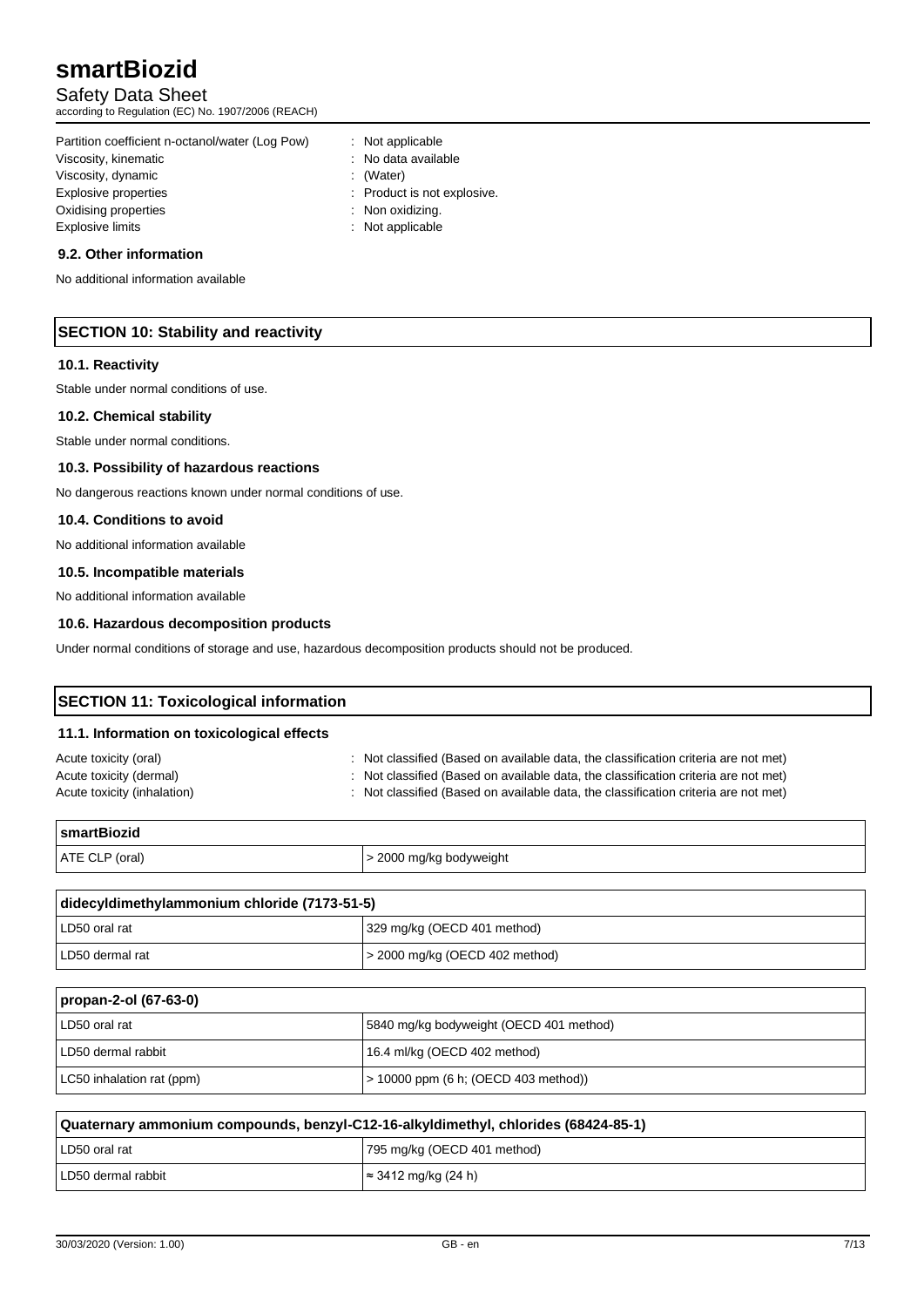| | |
|---|---|
| Partition coefficient n-octanol/water (Log Pow) | : Not applicable |
| Viscosity, kinematic | : No data available |
| Viscosity, dynamic | : (Water) |
| Explosive properties | : Product is not explosive. |
| Oxidising properties | : Non oxidizing. |
| Explosive limits | : Not applicable |

### 9.2. Other information

No additional information available

## SECTION 10: Stability and reactivity

### 10.1. Reactivity

Stable under normal conditions of use.

### 10.2. Chemical stability

Stable under normal conditions.

### 10.3. Possibility of hazardous reactions

No dangerous reactions known under normal conditions of use.

### 10.4. Conditions to avoid

No additional information available

### 10.5. Incompatible materials

No additional information available

### 10.6. Hazardous decomposition products

Under normal conditions of storage and use, hazardous decomposition products should not be produced.

## SECTION 11: Toxicological information

### 11.1. Information on toxicological effects

| | |
|---|---|
| Acute toxicity (oral) | : Not classified (Based on available data, the classification criteria are not met) |
| Acute toxicity (dermal) | : Not classified (Based on available data, the classification criteria are not met) |
| Acute toxicity (inhalation) | : Not classified (Based on available data, the classification criteria are not met) |

| smartBiozid | |
|---|---|
| ATE CLP (oral) | > 2000 mg/kg bodyweight |

| didecyldimethylammonium chloride (7173-51-5) | |
|---|---|
| LD50 oral rat | 329 mg/kg (OECD 401 method) |
| LD50 dermal rat | > 2000 mg/kg (OECD 402 method) |

| propan-2-ol (67-63-0) | |
|---|---|
| LD50 oral rat | 5840 mg/kg bodyweight (OECD 401 method) |
| LD50 dermal rabbit | 16.4 ml/kg (OECD 402 method) |
| LC50 inhalation rat (ppm) | > 10000 ppm (6 h; (OECD 403 method)) |

| Quaternary ammonium compounds, benzyl-C12-16-alkyldimethyl, chlorides (68424-85-1) | |
|---|---|
| LD50 oral rat | 795 mg/kg (OECD 401 method) |
| LD50 dermal rabbit | ≈ 3412 mg/kg (24 h) |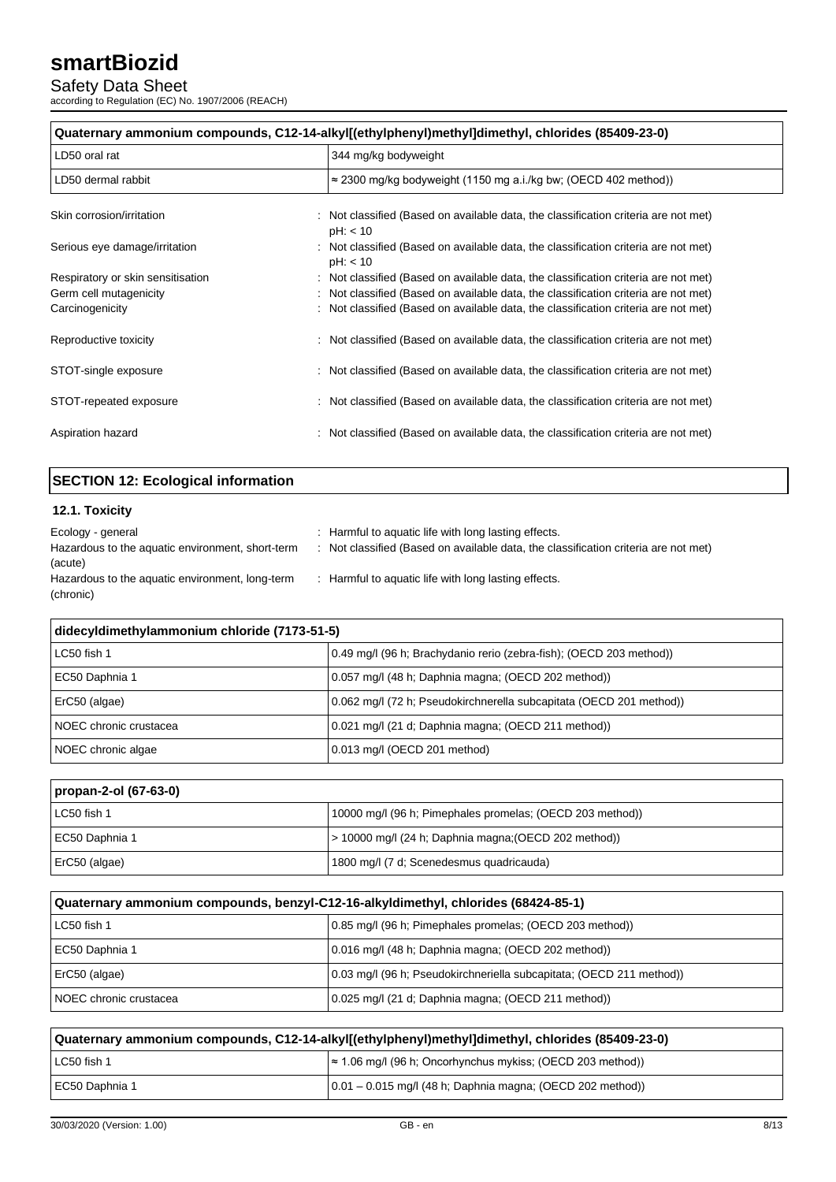| Quaternary ammonium compounds, C12-14-alkyl[(ethylphenyl)methyl]dimethyl, chlorides (85409-23-0) | |
|---|---|
| LD50 oral rat | 344 mg/kg bodyweight |
| LD50 dermal rabbit | ≈ 2300 mg/kg bodyweight (1150 mg a.i./kg bw; (OECD 402 method)) |

Skin corrosion/irritation : Not classified (Based on available data, the classification criteria are not met)
pH: < 10

Serious eye damage/irritation : Not classified (Based on available data, the classification criteria are not met)
pH: < 10

Respiratory or skin sensitisation : Not classified (Based on available data, the classification criteria are not met)

Germ cell mutagenicity : Not classified (Based on available data, the classification criteria are not met)

Carcinogenicity : Not classified (Based on available data, the classification criteria are not met)

Reproductive toxicity : Not classified (Based on available data, the classification criteria are not met)

STOT-single exposure : Not classified (Based on available data, the classification criteria are not met)

STOT-repeated exposure : Not classified (Based on available data, the classification criteria are not met)

Aspiration hazard : Not classified (Based on available data, the classification criteria are not met)

## SECTION 12: Ecological information

### 12.1. Toxicity

Ecology - general : Harmful to aquatic life with long lasting effects.

Hazardous to the aquatic environment, short-term (acute) : Not classified (Based on available data, the classification criteria are not met)

Hazardous to the aquatic environment, long-term (chronic) : Harmful to aquatic life with long lasting effects.

| didecyldimethylammonium chloride (7173-51-5) | |
|---|---|
| LC50 fish 1 | 0.49 mg/l (96 h; Brachydanio rerio (zebra-fish); (OECD 203 method)) |
| EC50 Daphnia 1 | 0.057 mg/l (48 h; Daphnia magna; (OECD 202 method)) |
| ErC50 (algae) | 0.062 mg/l (72 h; Pseudokirchnerella subcapitata (OECD 201 method)) |
| NOEC chronic crustacea | 0.021 mg/l (21 d; Daphnia magna; (OECD 211 method)) |
| NOEC chronic algae | 0.013 mg/l (OECD 201 method) |

| propan-2-ol (67-63-0) | |
|---|---|
| LC50 fish 1 | 10000 mg/l (96 h; Pimephales promelas; (OECD 203 method)) |
| EC50 Daphnia 1 | > 10000 mg/l (24 h; Daphnia magna;(OECD 202 method)) |
| ErC50 (algae) | 1800 mg/l (7 d; Scenedesmus quadricauda) |

| Quaternary ammonium compounds, benzyl-C12-16-alkyldimethyl, chlorides (68424-85-1) | |
|---|---|
| LC50 fish 1 | 0.85 mg/l (96 h; Pimephales promelas; (OECD 203 method)) |
| EC50 Daphnia 1 | 0.016 mg/l (48 h; Daphnia magna; (OECD 202 method)) |
| ErC50 (algae) | 0.03 mg/l (96 h; Pseudokirchneriella subcapitata; (OECD 211 method)) |
| NOEC chronic crustacea | 0.025 mg/l (21 d; Daphnia magna; (OECD 211 method)) |

| Quaternary ammonium compounds, C12-14-alkyl[(ethylphenyl)methyl]dimethyl, chlorides (85409-23-0) | |
|---|---|
| LC50 fish 1 | ≈ 1.06 mg/l (96 h; Oncorhynchus mykiss; (OECD 203 method)) |
| EC50 Daphnia 1 | 0.01 – 0.015 mg/l (48 h; Daphnia magna; (OECD 202 method)) |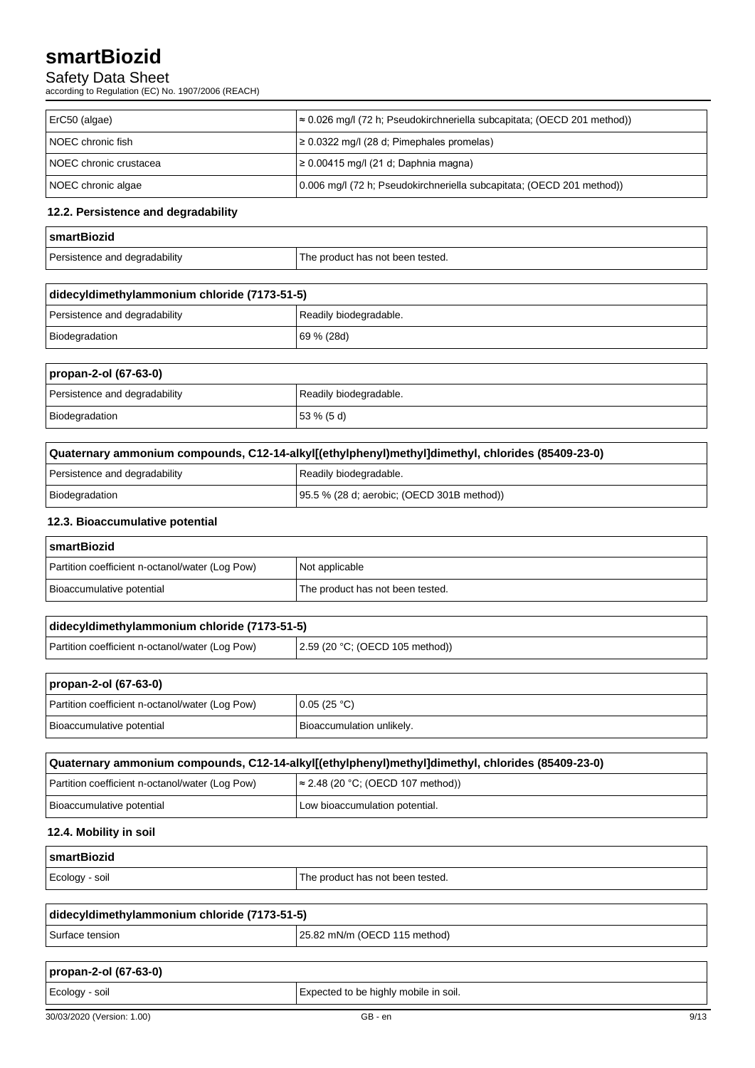| ErC50 (algae) | ≈ 0.026 mg/l (72 h; Pseudokirchneriella subcapitata; (OECD 201 method)) |
|---|---|
| NOEC chronic fish | ≥ 0.0322 mg/l (28 d; Pimephales promelas) |
| NOEC chronic crustacea | ≥ 0.00415 mg/l (21 d; Daphnia magna) |
| NOEC chronic algae | 0.006 mg/l (72 h; Pseudokirchneriella subcapitata; (OECD 201 method)) |

### 12.2. Persistence and degradability

| smartBiozid | |
|---|---|
| Persistence and degradability | The product has not been tested. |

| didecyldimethylammonium chloride (7173-51-5) | |
|---|---|
| Persistence and degradability | Readily biodegradable. |
| Biodegradation | 69 % (28d) |

| propan-2-ol (67-63-0) | |
|---|---|
| Persistence and degradability | Readily biodegradable. |
| Biodegradation | 53 % (5 d) |

| Quaternary ammonium compounds, C12-14-alkyl[(ethylphenyl)methyl]dimethyl, chlorides (85409-23-0) | |
|---|---|
| Persistence and degradability | Readily biodegradable. |
| Biodegradation | 95.5 % (28 d; aerobic; (OECD 301B method)) |

### 12.3. Bioaccumulative potential

| smartBiozid | |
|---|---|
| Partition coefficient n-octanol/water (Log Pow) | Not applicable |
| Bioaccumulative potential | The product has not been tested. |

| didecyldimethylammonium chloride (7173-51-5) | |
|---|---|
| Partition coefficient n-octanol/water (Log Pow) | 2.59 (20 °C; (OECD 105 method)) |

| propan-2-ol (67-63-0) | |
|---|---|
| Partition coefficient n-octanol/water (Log Pow) | 0.05 (25 °C) |
| Bioaccumulative potential | Bioaccumulation unlikely. |

| Quaternary ammonium compounds, C12-14-alkyl[(ethylphenyl)methyl]dimethyl, chlorides (85409-23-0) | |
|---|---|
| Partition coefficient n-octanol/water (Log Pow) | ≈ 2.48 (20 °C; (OECD 107 method)) |
| Bioaccumulative potential | Low bioaccumulation potential. |

### 12.4. Mobility in soil

| smartBiozid | |
|---|---|
| Ecology - soil | The product has not been tested. |

| didecyldimethylammonium chloride (7173-51-5) | |
|---|---|
| Surface tension | 25.82 mN/m (OECD 115 method) |

| propan-2-ol (67-63-0) | |
|---|---|
| Ecology - soil | Expected to be highly mobile in soil. |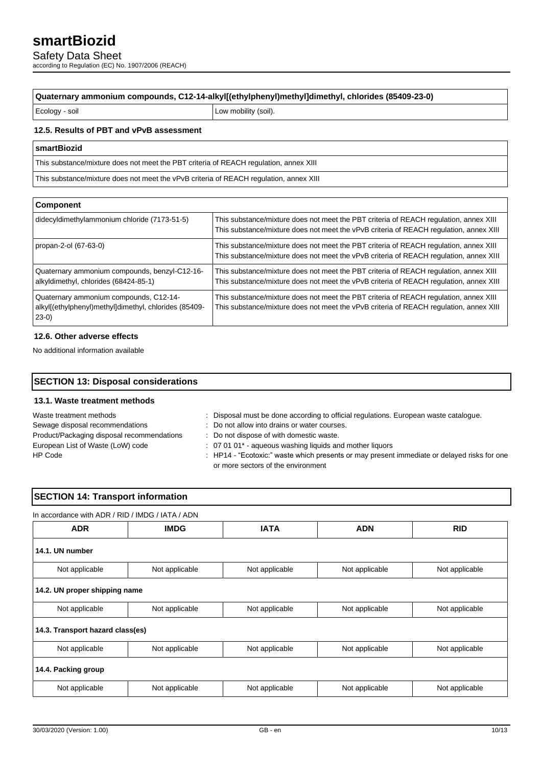| Quaternary ammonium compounds, C12-14-alkyl[(ethylphenyl)methyl]dimethyl, chlorides (85409-23-0) | |
|---|---|
| Ecology - soil | Low mobility (soil). |

### 12.5. Results of PBT and vPvB assessment

| smartBiozid |
|---|
| This substance/mixture does not meet the PBT criteria of REACH regulation, annex XIII |
| This substance/mixture does not meet the vPvB criteria of REACH regulation, annex XIII |

| Component | |
|---|---|
| didecyldimethylammonium chloride (7173-51-5) | This substance/mixture does not meet the PBT criteria of REACH regulation, annex XIII<br>This substance/mixture does not meet the vPvB criteria of REACH regulation, annex XIII |
| propan-2-ol (67-63-0) | This substance/mixture does not meet the PBT criteria of REACH regulation, annex XIII<br>This substance/mixture does not meet the vPvB criteria of REACH regulation, annex XIII |
| Quaternary ammonium compounds, benzyl-C12-16-alkyldimethyl, chlorides (68424-85-1) | This substance/mixture does not meet the PBT criteria of REACH regulation, annex XIII<br>This substance/mixture does not meet the vPvB criteria of REACH regulation, annex XIII |
| Quaternary ammonium compounds, C12-14-alkyl[(ethylphenyl)methyl]dimethyl, chlorides (85409-23-0) | This substance/mixture does not meet the PBT criteria of REACH regulation, annex XIII<br>This substance/mixture does not meet the vPvB criteria of REACH regulation, annex XIII |

### 12.6. Other adverse effects

No additional information available

## SECTION 13: Disposal considerations

### 13.1. Waste treatment methods

Waste treatment methods : Disposal must be done according to official regulations. European waste catalogue.

Sewage disposal recommendations : Do not allow into drains or water courses.

Product/Packaging disposal recommendations : Do not dispose of with domestic waste.

European List of Waste (LoW) code : 07 01 01* - aqueous washing liquids and mother liquors

HP Code : HP14 - "Ecotoxic:" waste which presents or may present immediate or delayed risks for one or more sectors of the environment

## SECTION 14: Transport information

In accordance with ADR / RID / IMDG / IATA / ADN

| ADR | IMDG | IATA | ADN | RID |
|---|---|---|---|---|
| **14.1. UN number** | | | | |
| Not applicable | Not applicable | Not applicable | Not applicable | Not applicable |
| **14.2. UN proper shipping name** | | | | |
| Not applicable | Not applicable | Not applicable | Not applicable | Not applicable |
| **14.3. Transport hazard class(es)** | | | | |
| Not applicable | Not applicable | Not applicable | Not applicable | Not applicable |
| **14.4. Packing group** | | | | |
| Not applicable | Not applicable | Not applicable | Not applicable | Not applicable |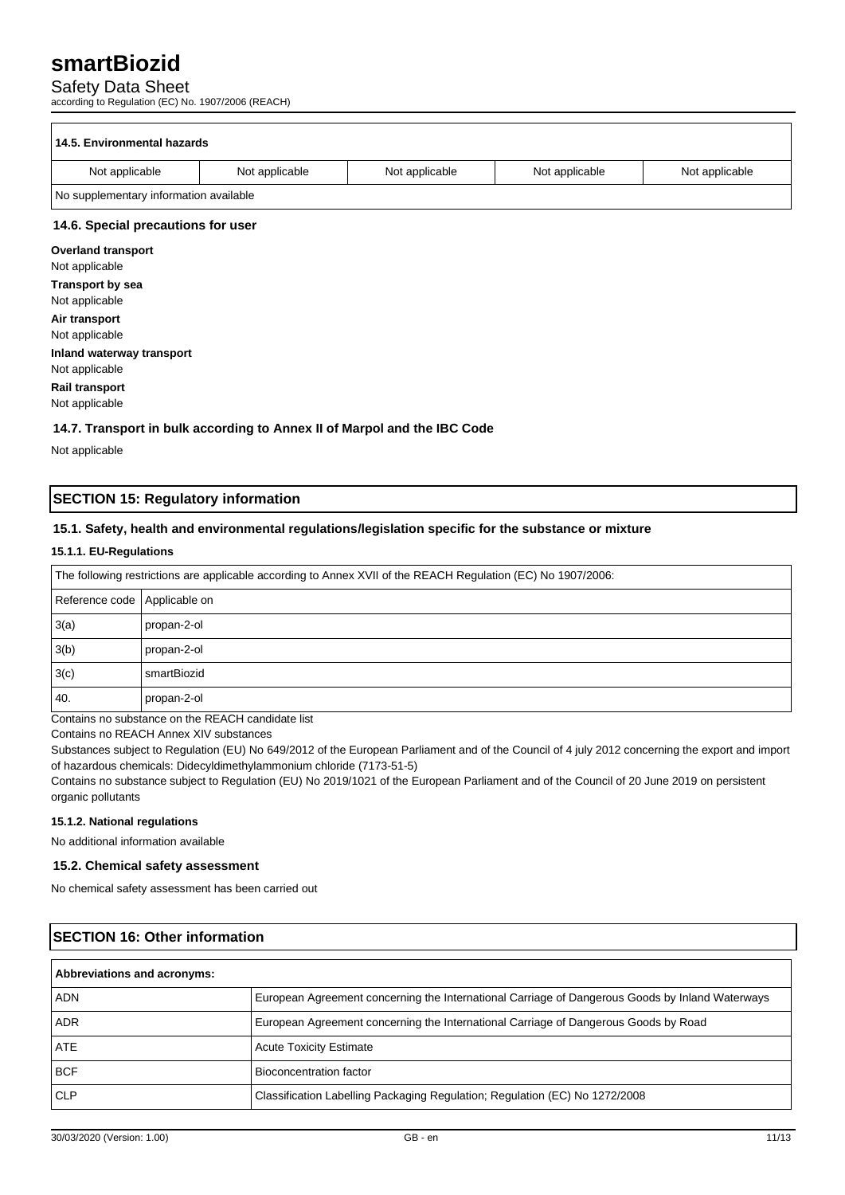### 14.5. Environmental hazards

| Not applicable | Not applicable | Not applicable | Not applicable | Not applicable |
|---|---|---|---|---|
| No supplementary information available | | | | |

### 14.6. Special precautions for user

**Overland transport**
Not applicable

**Transport by sea**
Not applicable

**Air transport**
Not applicable

**Inland waterway transport**
Not applicable

**Rail transport**
Not applicable

### 14.7. Transport in bulk according to Annex II of Marpol and the IBC Code

Not applicable

## SECTION 15: Regulatory information

### 15.1. Safety, health and environmental regulations/legislation specific for the substance or mixture

#### 15.1.1. EU-Regulations

The following restrictions are applicable according to Annex XVII of the REACH Regulation (EC) No 1907/2006:

| Reference code | Applicable on |
|---|---|
| 3(a) | propan-2-ol |
| 3(b) | propan-2-ol |
| 3(c) | smartBiozid |
| 40. | propan-2-ol |

Contains no substance on the REACH candidate list

Contains no REACH Annex XIV substances

Substances subject to Regulation (EU) No 649/2012 of the European Parliament and of the Council of 4 july 2012 concerning the export and import of hazardous chemicals: Didecyldimethylammonium chloride (7173-51-5)

Contains no substance subject to Regulation (EU) No 2019/1021 of the European Parliament and of the Council of 20 June 2019 on persistent organic pollutants

#### 15.1.2. National regulations

No additional information available

### 15.2. Chemical safety assessment

No chemical safety assessment has been carried out

## SECTION 16: Other information

| Abbreviations and acronyms: | |
|---|---|
| ADN | European Agreement concerning the International Carriage of Dangerous Goods by Inland Waterways |
| ADR | European Agreement concerning the International Carriage of Dangerous Goods by Road |
| ATE | Acute Toxicity Estimate |
| BCF | Bioconcentration factor |
| CLP | Classification Labelling Packaging Regulation; Regulation (EC) No 1272/2008 |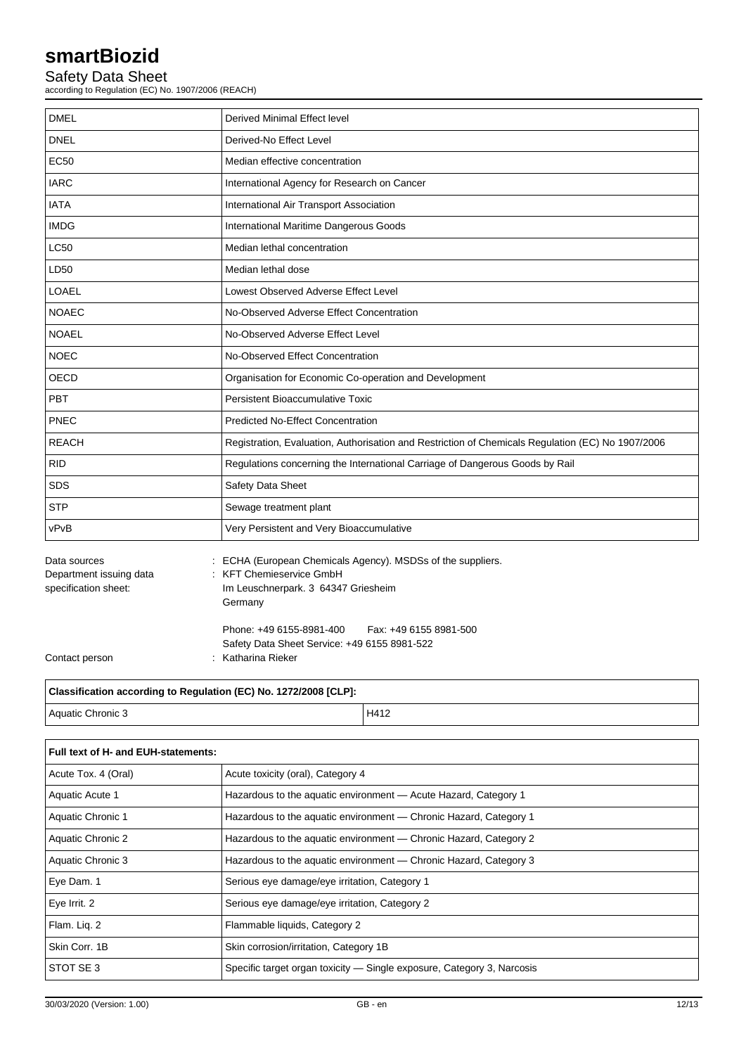| DMEL | Derived Minimal Effect level |
|---|---|
| DNEL | Derived-No Effect Level |
| EC50 | Median effective concentration |
| IARC | International Agency for Research on Cancer |
| IATA | International Air Transport Association |
| IMDG | International Maritime Dangerous Goods |
| LC50 | Median lethal concentration |
| LD50 | Median lethal dose |
| LOAEL | Lowest Observed Adverse Effect Level |
| NOAEC | No-Observed Adverse Effect Concentration |
| NOAEL | No-Observed Adverse Effect Level |
| NOEC | No-Observed Effect Concentration |
| OECD | Organisation for Economic Co-operation and Development |
| PBT | Persistent Bioaccumulative Toxic |
| PNEC | Predicted No-Effect Concentration |
| REACH | Registration, Evaluation, Authorisation and Restriction of Chemicals Regulation (EC) No 1907/2006 |
| RID | Regulations concerning the International Carriage of Dangerous Goods by Rail |
| SDS | Safety Data Sheet |
| STP | Sewage treatment plant |
| vPvB | Very Persistent and Very Bioaccumulative |

Data sources : ECHA (European Chemicals Agency). MSDSs of the suppliers.

Department issuing data specification sheet: : KFT Chemieservice GmbH
Im Leuschnerpark. 3 64347 Griesheim
Germany

Phone: +49 6155-8981-400 Fax: +49 6155 8981-500
Safety Data Sheet Service: +49 6155 8981-522

Contact person : Katharina Rieker

| Classification according to Regulation (EC) No. 1272/2008 [CLP]: | |
|---|---|
| Aquatic Chronic 3 | H412 |

| Full text of H- and EUH-statements: | |
|---|---|
| Acute Tox. 4 (Oral) | Acute toxicity (oral), Category 4 |
| Aquatic Acute 1 | Hazardous to the aquatic environment — Acute Hazard, Category 1 |
| Aquatic Chronic 1 | Hazardous to the aquatic environment — Chronic Hazard, Category 1 |
| Aquatic Chronic 2 | Hazardous to the aquatic environment — Chronic Hazard, Category 2 |
| Aquatic Chronic 3 | Hazardous to the aquatic environment — Chronic Hazard, Category 3 |
| Eye Dam. 1 | Serious eye damage/eye irritation, Category 1 |
| Eye Irrit. 2 | Serious eye damage/eye irritation, Category 2 |
| Flam. Liq. 2 | Flammable liquids, Category 2 |
| Skin Corr. 1B | Skin corrosion/irritation, Category 1B |
| STOT SE 3 | Specific target organ toxicity — Single exposure, Category 3, Narcosis |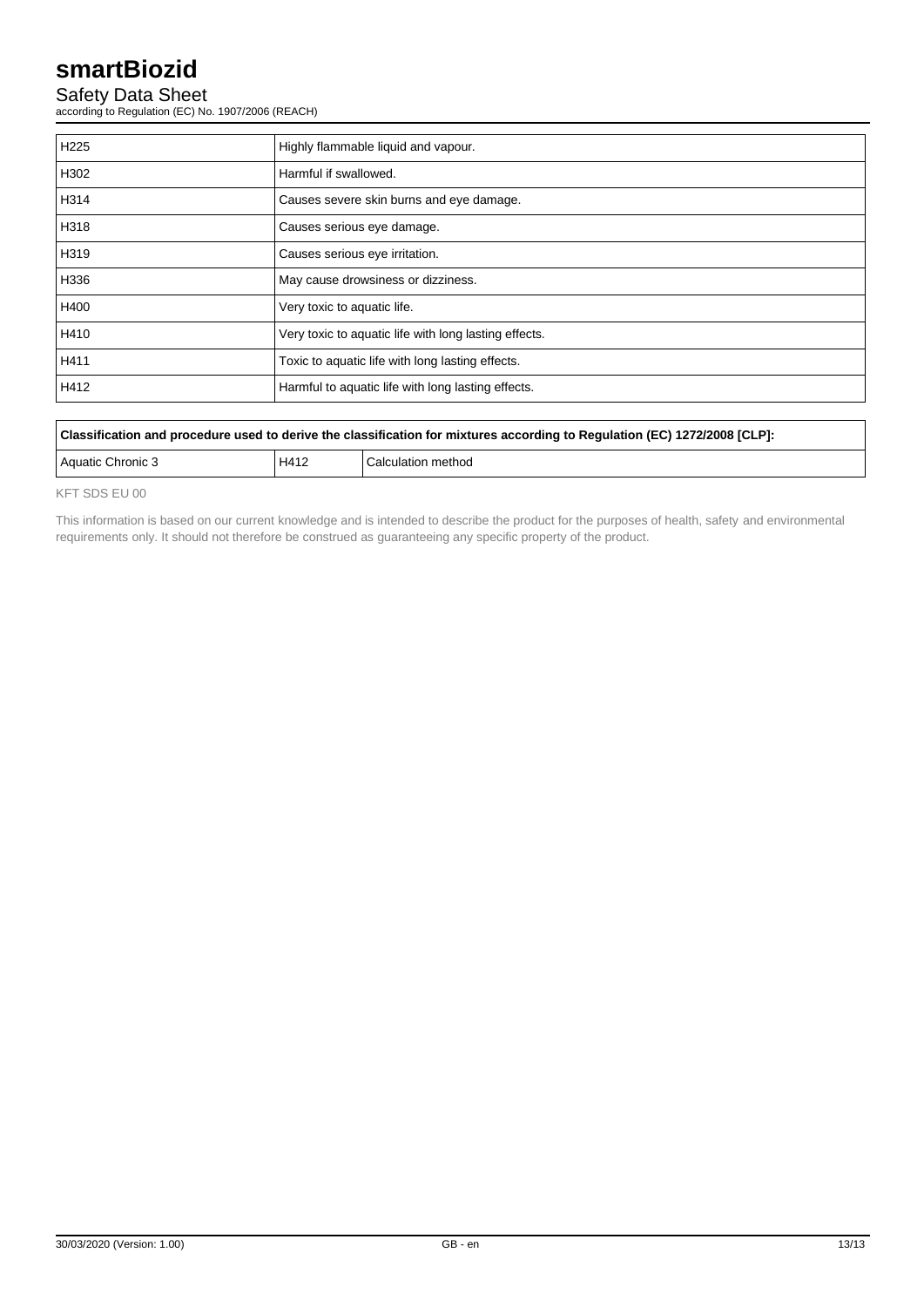| | |
|---|---|
| H225 | Highly flammable liquid and vapour. |
| H302 | Harmful if swallowed. |
| H314 | Causes severe skin burns and eye damage. |
| H318 | Causes serious eye damage. |
| H319 | Causes serious eye irritation. |
| H336 | May cause drowsiness or dizziness. |
| H400 | Very toxic to aquatic life. |
| H410 | Very toxic to aquatic life with long lasting effects. |
| H411 | Toxic to aquatic life with long lasting effects. |
| H412 | Harmful to aquatic life with long lasting effects. |

| Classification and procedure used to derive the classification for mixtures according to Regulation (EC) 1272/2008 [CLP]: | | |
|---|---|---|
| Aquatic Chronic 3 | H412 | Calculation method |

KFT SDS EU 00

This information is based on our current knowledge and is intended to describe the product for the purposes of health, safety and environmental requirements only. It should not therefore be construed as guaranteeing any specific property of the product.